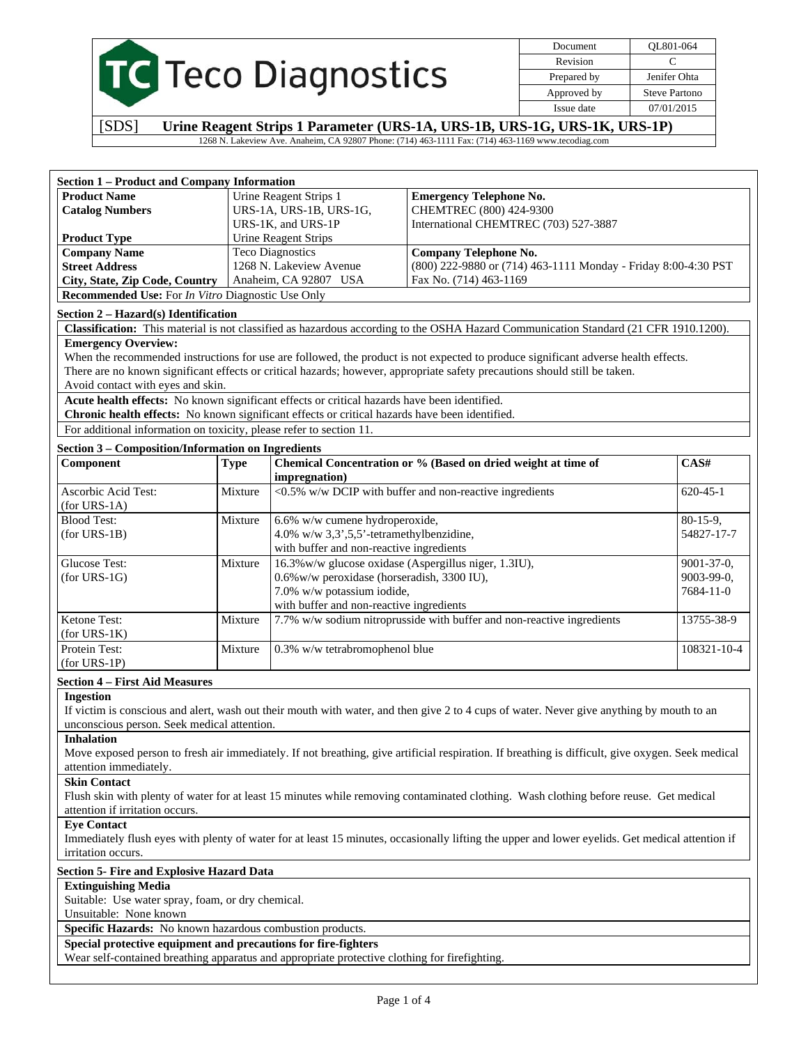| Document | QL801-064 |
|---|---|
| Revision | C |
| Prepared by | Jenifer Ohta |
| Approved by | Steve Partono |
| Issue date | 07/01/2015 |

# Teco Diagnostics

## [SDS] Urine Reagent Strips 1 Parameter (URS-1A, URS-1B, URS-1G, URS-1K, URS-1P)

1268 N. Lakeview Ave. Anaheim, CA 92807 Phone: (714) 463-1111 Fax: (714) 463-1169 www.tecodiag.com

### Section 1 – Product and Company Information

| | | |
|---|---|---|
| **Product Name** | Urine Reagent Strips 1 | **Emergency Telephone No.** |
| **Catalog Numbers** | URS-1A, URS-1B, URS-1G, URS-1K, and URS-1P | CHEMTREC (800) 424-9300<br>International CHEMTREC (703) 527-3887 |
| **Product Type** | Urine Reagent Strips | |
| **Company Name** | Teco Diagnostics | **Company Telephone No.** |
| **Street Address** | 1268 N. Lakeview Avenue | (800) 222-9880 or (714) 463-1111 Monday - Friday 8:00-4:30 PST |
| **City, State, Zip Code, Country** | Anaheim, CA 92807 USA | Fax No. (714) 463-1169 |

**Recommended Use:** For *In Vitro* Diagnostic Use Only

### Section 2 – Hazard(s) Identification

**Classification:** This material is not classified as hazardous according to the OSHA Hazard Communication Standard (21 CFR 1910.1200).

**Emergency Overview:**
When the recommended instructions for use are followed, the product is not expected to produce significant adverse health effects.
There are no known significant effects or critical hazards; however, appropriate safety precautions should still be taken.
Avoid contact with eyes and skin.

**Acute health effects:** No known significant effects or critical hazards have been identified.
**Chronic health effects:** No known significant effects or critical hazards have been identified.

For additional information on toxicity, please refer to section 11.

### Section 3 – Composition/Information on Ingredients

| Component | Type | Chemical Concentration or % (Based on dried weight at time of impregnation) | CAS# |
|---|---|---|---|
| Ascorbic Acid Test: (for URS-1A) | Mixture | <0.5% w/w DCIP with buffer and non-reactive ingredients | 620-45-1 |
| Blood Test: (for URS-1B) | Mixture | 6.6% w/w cumene hydroperoxide,<br>4.0% w/w 3,3',5,5'-tetramethylbenzidine,<br>with buffer and non-reactive ingredients | 80-15-9,<br>54827-17-7 |
| Glucose Test: (for URS-1G) | Mixture | 16.3%w/w glucose oxidase (Aspergillus niger, 1.3IU),<br>0.6%w/w peroxidase (horseradish, 3300 IU),<br>7.0% w/w potassium iodide,<br>with buffer and non-reactive ingredients | 9001-37-0,<br>9003-99-0,<br>7684-11-0 |
| Ketone Test: (for URS-1K) | Mixture | 7.7% w/w sodium nitroprusside with buffer and non-reactive ingredients | 13755-38-9 |
| Protein Test: (for URS-1P) | Mixture | 0.3% w/w tetrabromophenol blue | 108321-10-4 |

### Section 4 – First Aid Measures

**Ingestion**
If victim is conscious and alert, wash out their mouth with water, and then give 2 to 4 cups of water. Never give anything by mouth to an unconscious person. Seek medical attention.

**Inhalation**
Move exposed person to fresh air immediately. If not breathing, give artificial respiration. If breathing is difficult, give oxygen. Seek medical attention immediately.

**Skin Contact**
Flush skin with plenty of water for at least 15 minutes while removing contaminated clothing. Wash clothing before reuse. Get medical attention if irritation occurs.

**Eye Contact**
Immediately flush eyes with plenty of water for at least 15 minutes, occasionally lifting the upper and lower eyelids. Get medical attention if irritation occurs.

### Section 5- Fire and Explosive Hazard Data

**Extinguishing Media**
Suitable: Use water spray, foam, or dry chemical.
Unsuitable: None known

**Specific Hazards:** No known hazardous combustion products.

**Special protective equipment and precautions for fire-fighters**
Wear self-contained breathing apparatus and appropriate protective clothing for firefighting.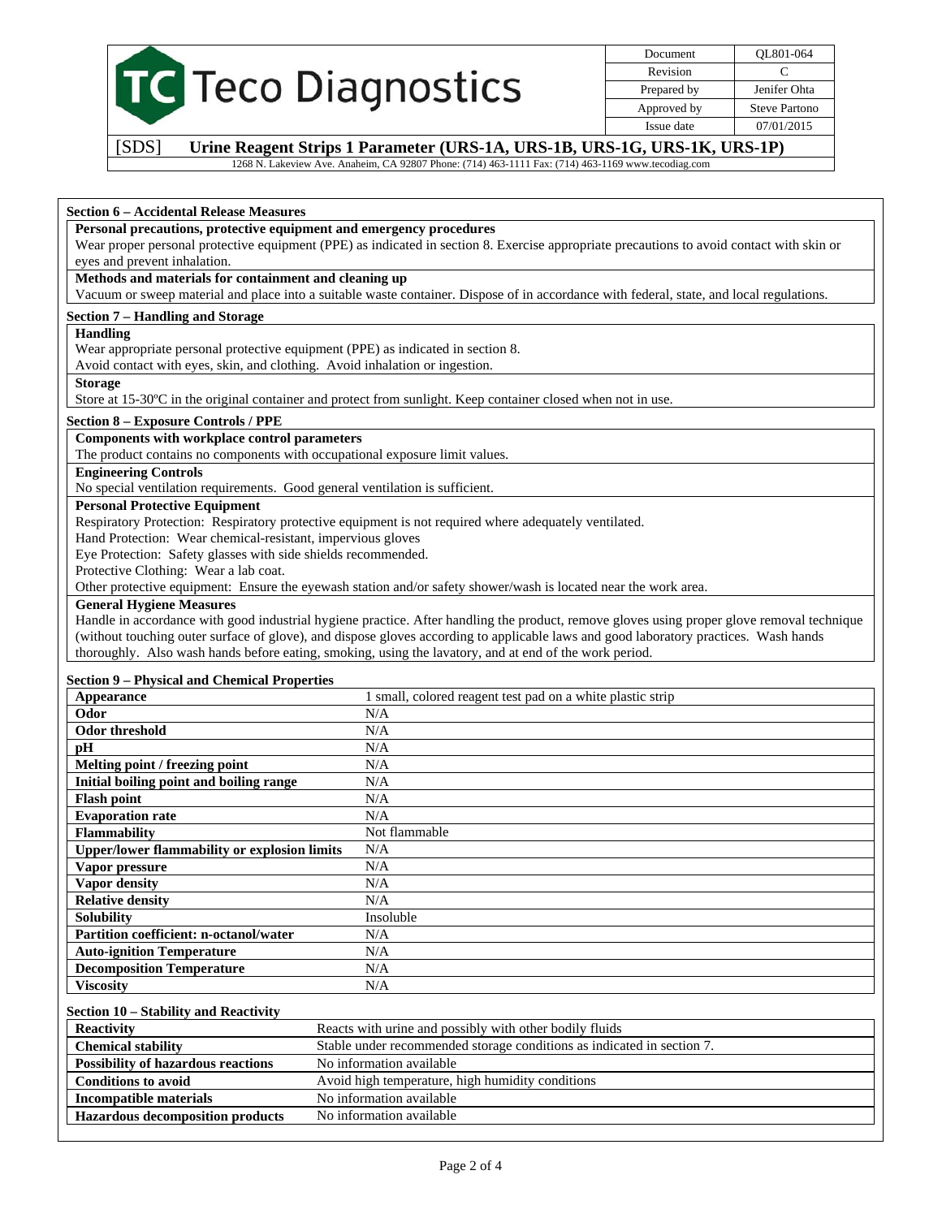## Section 6 – Accidental Release Measures

**Personal precautions, protective equipment and emergency procedures**

Wear proper personal protective equipment (PPE) as indicated in section 8. Exercise appropriate precautions to avoid contact with skin or eyes and prevent inhalation.

**Methods and materials for containment and cleaning up**

Vacuum or sweep material and place into a suitable waste container. Dispose of in accordance with federal, state, and local regulations.

## Section 7 – Handling and Storage

**Handling**

Wear appropriate personal protective equipment (PPE) as indicated in section 8.
Avoid contact with eyes, skin, and clothing. Avoid inhalation or ingestion.

**Storage**

Store at 15-30ºC in the original container and protect from sunlight. Keep container closed when not in use.

## Section 8 – Exposure Controls / PPE

**Components with workplace control parameters**

The product contains no components with occupational exposure limit values.

**Engineering Controls**

No special ventilation requirements. Good general ventilation is sufficient.

**Personal Protective Equipment**

Respiratory Protection: Respiratory protective equipment is not required where adequately ventilated.
Hand Protection: Wear chemical-resistant, impervious gloves
Eye Protection: Safety glasses with side shields recommended.
Protective Clothing: Wear a lab coat.
Other protective equipment: Ensure the eyewash station and/or safety shower/wash is located near the work area.

**General Hygiene Measures**

Handle in accordance with good industrial hygiene practice. After handling the product, remove gloves using proper glove removal technique (without touching outer surface of glove), and dispose gloves according to applicable laws and good laboratory practices. Wash hands thoroughly. Also wash hands before eating, smoking, using the lavatory, and at end of the work period.

## Section 9 – Physical and Chemical Properties

| Property | Value |
|---|---|
| **Appearance** | 1 small, colored reagent test pad on a white plastic strip |
| **Odor** | N/A |
| **Odor threshold** | N/A |
| **pH** | N/A |
| **Melting point / freezing point** | N/A |
| **Initial boiling point and boiling range** | N/A |
| **Flash point** | N/A |
| **Evaporation rate** | N/A |
| **Flammability** | Not flammable |
| **Upper/lower flammability or explosion limits** | N/A |
| **Vapor pressure** | N/A |
| **Vapor density** | N/A |
| **Relative density** | N/A |
| **Solubility** | Insoluble |
| **Partition coefficient: n-octanol/water** | N/A |
| **Auto-ignition Temperature** | N/A |
| **Decomposition Temperature** | N/A |
| **Viscosity** | N/A |

## Section 10 – Stability and Reactivity

| Property | Value |
|---|---|
| **Reactivity** | Reacts with urine and possibly with other bodily fluids |
| **Chemical stability** | Stable under recommended storage conditions as indicated in section 7. |
| **Possibility of hazardous reactions** | No information available |
| **Conditions to avoid** | Avoid high temperature, high humidity conditions |
| **Incompatible materials** | No information available |
| **Hazardous decomposition products** | No information available |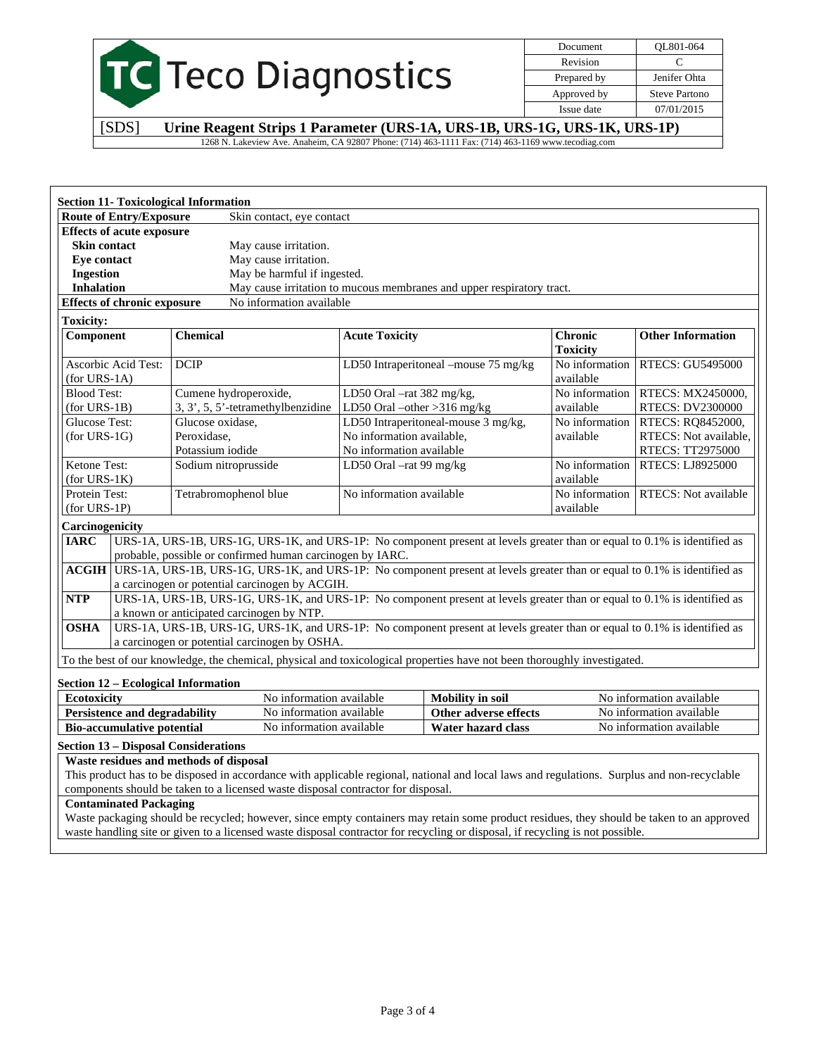## Section 11- Toxicological Information

| **Route of Entry/Exposure** | Skin contact, eye contact |
|---|---|
| **Effects of acute exposure** | |
| **Skin contact** | May cause irritation. |
| **Eye contact** | May cause irritation. |
| **Ingestion** | May be harmful if ingested. |
| **Inhalation** | May cause irritation to mucous membranes and upper respiratory tract. |
| **Effects of chronic exposure** | No information available |

**Toxicity:**

| Component | Chemical | Acute Toxicity | Chronic Toxicity | Other Information |
|---|---|---|---|---|
| Ascorbic Acid Test: (for URS-1A) | DCIP | LD50 Intraperitoneal –mouse 75 mg/kg | No information available | RTECS: GU5495000 |
| Blood Test: (for URS-1B) | Cumene hydroperoxide, 3, 3', 5, 5'-tetramethylbenzidine | LD50 Oral –rat 382 mg/kg, LD50 Oral –other >316 mg/kg | No information available | RTECS: MX2450000, RTECS: DV2300000 |
| Glucose Test: (for URS-1G) | Glucose oxidase, Peroxidase, Potassium iodide | LD50 Intraperitoneal-mouse 3 mg/kg, No information available, No information available | No information available | RTECS: RQ8452000, RTECS: Not available, RTECS: TT2975000 |
| Ketone Test: (for URS-1K) | Sodium nitroprusside | LD50 Oral –rat 99 mg/kg | No information available | RTECS: LJ8925000 |
| Protein Test: (for URS-1P) | Tetrabromophenol blue | No information available | No information available | RTECS: Not available |

**Carcinogenicity**

| | |
|---|---|
| **IARC** | URS-1A, URS-1B, URS-1G, URS-1K, and URS-1P: No component present at levels greater than or equal to 0.1% is identified as probable, possible or confirmed human carcinogen by IARC. |
| **ACGIH** | URS-1A, URS-1B, URS-1G, URS-1K, and URS-1P: No component present at levels greater than or equal to 0.1% is identified as a carcinogen or potential carcinogen by ACGIH. |
| **NTP** | URS-1A, URS-1B, URS-1G, URS-1K, and URS-1P: No component present at levels greater than or equal to 0.1% is identified as a known or anticipated carcinogen by NTP. |
| **OSHA** | URS-1A, URS-1B, URS-1G, URS-1K, and URS-1P: No component present at levels greater than or equal to 0.1% is identified as a carcinogen or potential carcinogen by OSHA. |

To the best of our knowledge, the chemical, physical and toxicological properties have not been thoroughly investigated.

## Section 12 – Ecological Information

| **Ecotoxicity** | No information available | **Mobility in soil** | No information available |
|---|---|---|---|
| **Persistence and degradability** | No information available | **Other adverse effects** | No information available |
| **Bio-accumulative potential** | No information available | **Water hazard class** | No information available |

## Section 13 – Disposal Considerations

**Waste residues and methods of disposal**

This product has to be disposed in accordance with applicable regional, national and local laws and regulations. Surplus and non-recyclable components should be taken to a licensed waste disposal contractor for disposal.

**Contaminated Packaging**

Waste packaging should be recycled; however, since empty containers may retain some product residues, they should be taken to an approved waste handling site or given to a licensed waste disposal contractor for recycling or disposal, if recycling is not possible.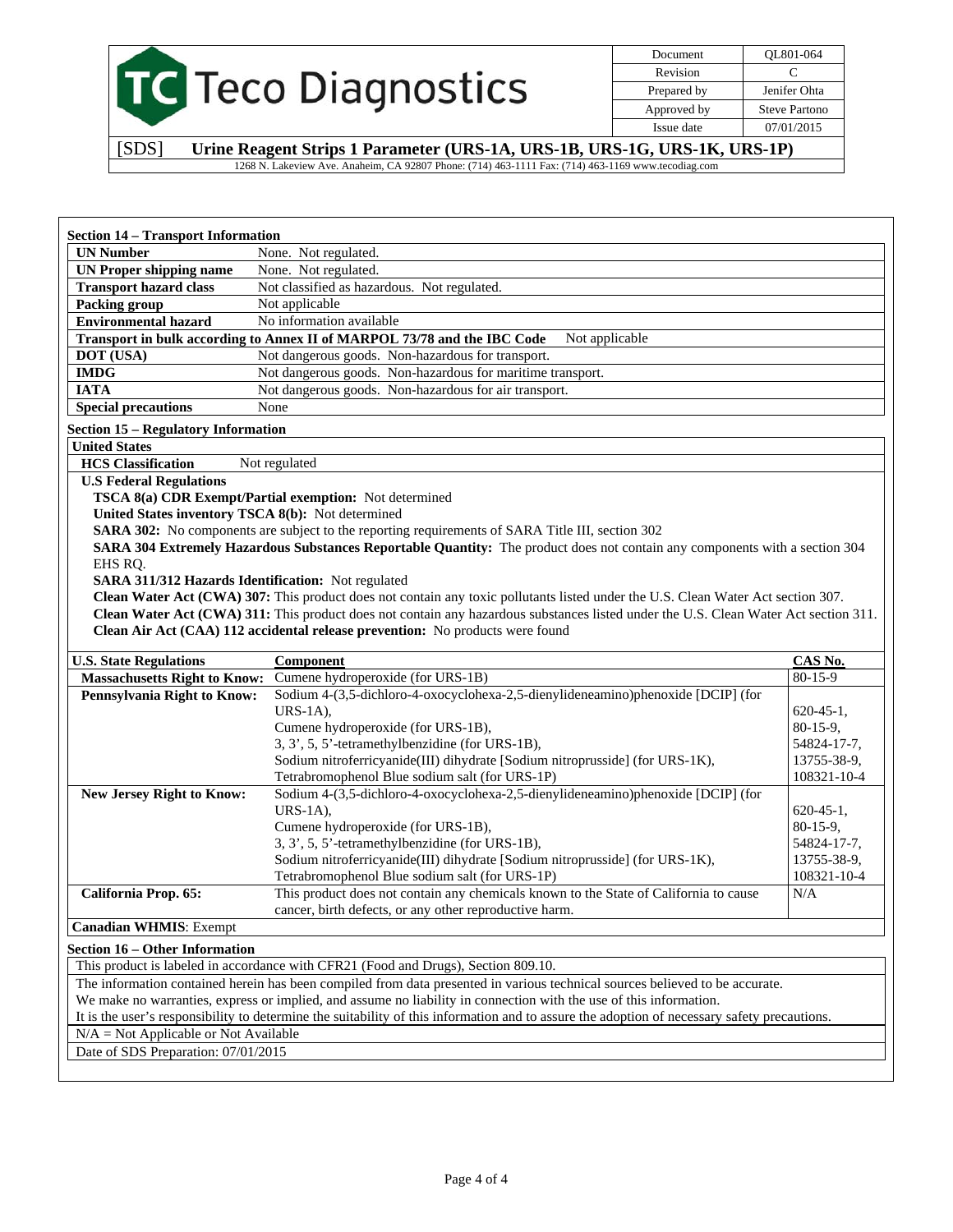## Section 14 – Transport Information

| | |
|---|---|
| **UN Number** | None. Not regulated. |
| **UN Proper shipping name** | None. Not regulated. |
| **Transport hazard class** | Not classified as hazardous. Not regulated. |
| **Packing group** | Not applicable |
| **Environmental hazard** | No information available |
| **Transport in bulk according to Annex II of MARPOL 73/78 and the IBC Code** | Not applicable |
| **DOT (USA)** | Not dangerous goods. Non-hazardous for transport. |
| **IMDG** | Not dangerous goods. Non-hazardous for maritime transport. |
| **IATA** | Not dangerous goods. Non-hazardous for air transport. |
| **Special precautions** | None |

## Section 15 – Regulatory Information

**United States**

**HCS Classification** Not regulated

**U.S Federal Regulations**

**TSCA 8(a) CDR Exempt/Partial exemption:** Not determined

**United States inventory TSCA 8(b):** Not determined

**SARA 302:** No components are subject to the reporting requirements of SARA Title III, section 302

**SARA 304 Extremely Hazardous Substances Reportable Quantity:** The product does not contain any components with a section 304 EHS RQ.

**SARA 311/312 Hazards Identification:** Not regulated

**Clean Water Act (CWA) 307:** This product does not contain any toxic pollutants listed under the U.S. Clean Water Act section 307.

**Clean Water Act (CWA) 311:** This product does not contain any hazardous substances listed under the U.S. Clean Water Act section 311.

**Clean Air Act (CAA) 112 accidental release prevention:** No products were found

| U.S. State Regulations | Component | CAS No. |
|---|---|---|
| **Massachusetts Right to Know:** | Cumene hydroperoxide (for URS-1B) | 80-15-9 |
| **Pennsylvania Right to Know:** | Sodium 4-(3,5-dichloro-4-oxocyclohexa-2,5-dienylideneamino)phenoxide [DCIP] (for URS-1A),<br>Cumene hydroperoxide (for URS-1B),<br>3, 3', 5, 5'-tetramethylbenzidine (for URS-1B),<br>Sodium nitroferricyanide(III) dihydrate [Sodium nitroprusside] (for URS-1K),<br>Tetrabromophenol Blue sodium salt (for URS-1P) | 620-45-1,<br>80-15-9,<br>54824-17-7,<br>13755-38-9,<br>108321-10-4 |
| **New Jersey Right to Know:** | Sodium 4-(3,5-dichloro-4-oxocyclohexa-2,5-dienylideneamino)phenoxide [DCIP] (for URS-1A),<br>Cumene hydroperoxide (for URS-1B),<br>3, 3', 5, 5'-tetramethylbenzidine (for URS-1B),<br>Sodium nitroferricyanide(III) dihydrate [Sodium nitroprusside] (for URS-1K),<br>Tetrabromophenol Blue sodium salt (for URS-1P) | 620-45-1,<br>80-15-9,<br>54824-17-7,<br>13755-38-9,<br>108321-10-4 |
| **California Prop. 65:** | This product does not contain any chemicals known to the State of California to cause cancer, birth defects, or any other reproductive harm. | N/A |

**Canadian WHMIS**: Exempt

## Section 16 – Other Information

This product is labeled in accordance with CFR21 (Food and Drugs), Section 809.10.

The information contained herein has been compiled from data presented in various technical sources believed to be accurate. We make no warranties, express or implied, and assume no liability in connection with the use of this information. It is the user's responsibility to determine the suitability of this information and to assure the adoption of necessary safety precautions.

N/A = Not Applicable or Not Available

Date of SDS Preparation: 07/01/2015